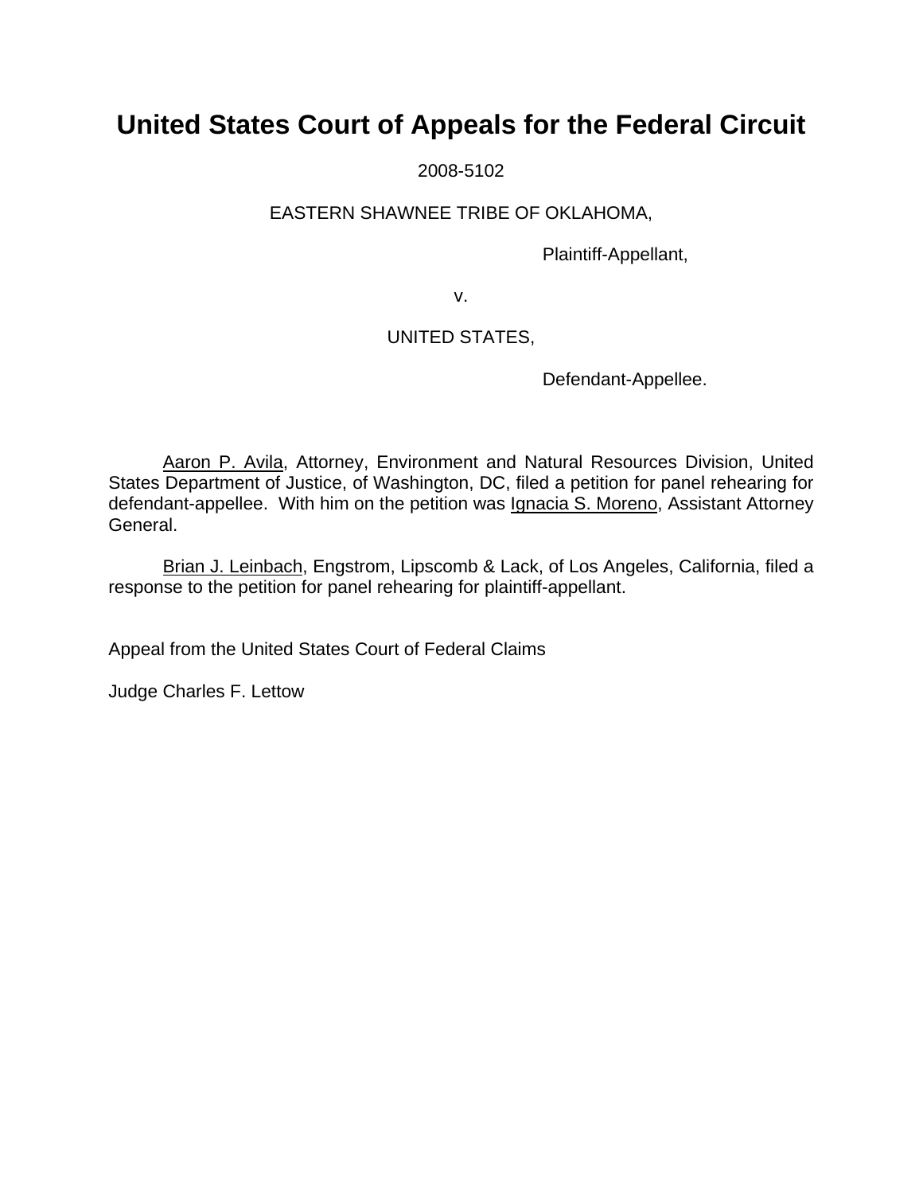# United States Court of Appeals for the Federal Circuit

2008-5102

EASTERN SHAWNEE TRIBE OF OKLAHOMA,

Plaintiff-Appellant,

v.

UNITED STATES,

Defendant-Appellee.

Aaron P. Avila, Attorney, Environment and Natural Resources Division, United States Department of Justice, of Washington, DC, filed a petition for panel rehearing for defendant-appellee. With him on the petition was Ignacia S. Moreno, Assistant Attorney General.

Brian J. Leinbach, Engstrom, Lipscomb & Lack, of Los Angeles, California, filed a response to the petition for panel rehearing for plaintiff-appellant.

Appeal from the United States Court of Federal Claims

Judge Charles F. Lettow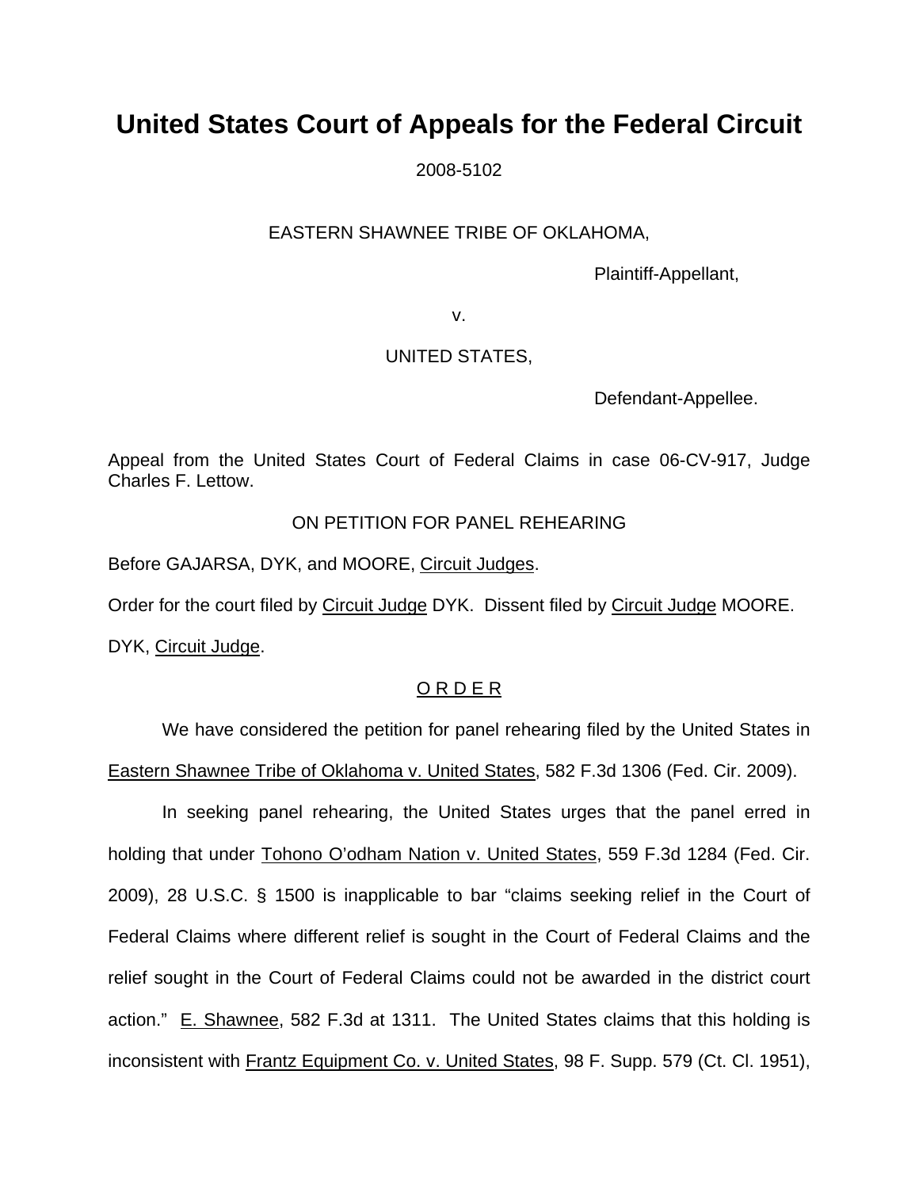# United States Court of Appeals for the Federal Circuit

2008-5102

EASTERN SHAWNEE TRIBE OF OKLAHOMA,

Plaintiff-Appellant,

v.

UNITED STATES,

Defendant-Appellee.

Appeal from the United States Court of Federal Claims in case 06-CV-917, Judge Charles F. Lettow.

ON PETITION FOR PANEL REHEARING

Before GAJARSA, DYK, and MOORE, Circuit Judges.

Order for the court filed by Circuit Judge DYK. Dissent filed by Circuit Judge MOORE.

DYK, Circuit Judge.

O R D E R

We have considered the petition for panel rehearing filed by the United States in Eastern Shawnee Tribe of Oklahoma v. United States, 582 F.3d 1306 (Fed. Cir. 2009).

In seeking panel rehearing, the United States urges that the panel erred in holding that under Tohono O'odham Nation v. United States, 559 F.3d 1284 (Fed. Cir. 2009), 28 U.S.C. § 1500 is inapplicable to bar "claims seeking relief in the Court of Federal Claims where different relief is sought in the Court of Federal Claims and the relief sought in the Court of Federal Claims could not be awarded in the district court action." E. Shawnee, 582 F.3d at 1311. The United States claims that this holding is inconsistent with Frantz Equipment Co. v. United States, 98 F. Supp. 579 (Ct. Cl. 1951),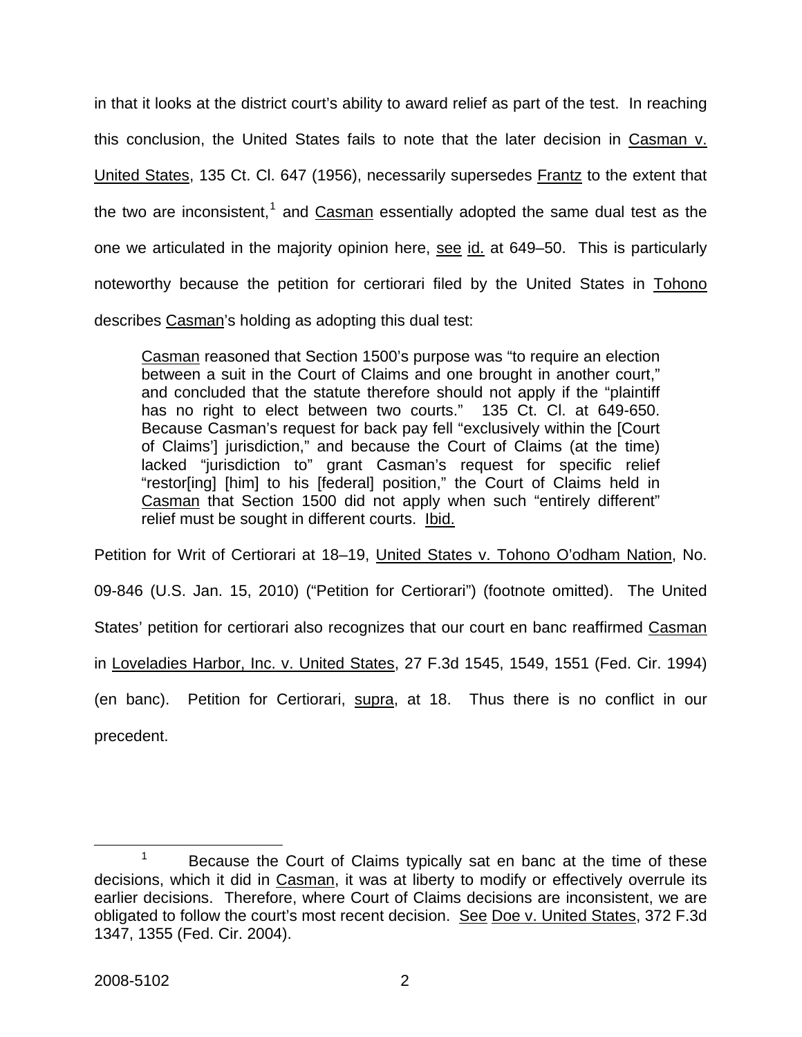in that it looks at the district court's ability to award relief as part of the test. In reaching this conclusion, the United States fails to note that the later decision in Casman v. United States, 135 Ct. Cl. 647 (1956), necessarily supersedes Frantz to the extent that the two are inconsistent,[1] and Casman essentially adopted the same dual test as the one we articulated in the majority opinion here, see id. at 649–50. This is particularly noteworthy because the petition for certiorari filed by the United States in Tohono describes Casman's holding as adopting this dual test:

> Casman reasoned that Section 1500's purpose was "to require an election between a suit in the Court of Claims and one brought in another court," and concluded that the statute therefore should not apply if the "plaintiff has no right to elect between two courts." 135 Ct. Cl. at 649-650. Because Casman's request for back pay fell "exclusively within the [Court of Claims'] jurisdiction," and because the Court of Claims (at the time) lacked "jurisdiction to" grant Casman's request for specific relief "restor[ing] [him] to his [federal] position," the Court of Claims held in Casman that Section 1500 did not apply when such "entirely different" relief must be sought in different courts. Ibid.

Petition for Writ of Certiorari at 18–19, United States v. Tohono O'odham Nation, No. 09-846 (U.S. Jan. 15, 2010) ("Petition for Certiorari") (footnote omitted). The United States' petition for certiorari also recognizes that our court en banc reaffirmed Casman in Loveladies Harbor, Inc. v. United States, 27 F.3d 1545, 1549, 1551 (Fed. Cir. 1994) (en banc). Petition for Certiorari, supra, at 18. Thus there is no conflict in our precedent.

[1] Because the Court of Claims typically sat en banc at the time of these decisions, which it did in Casman, it was at liberty to modify or effectively overrule its earlier decisions. Therefore, where Court of Claims decisions are inconsistent, we are obligated to follow the court's most recent decision. See Doe v. United States, 372 F.3d 1347, 1355 (Fed. Cir. 2004).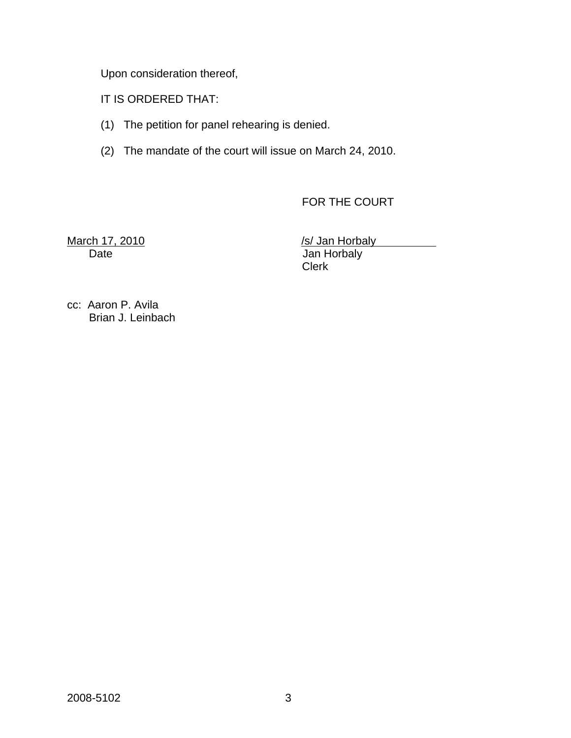Upon consideration thereof,

IT IS ORDERED THAT:

(1) The petition for panel rehearing is denied.

(2) The mandate of the court will issue on March 24, 2010.

FOR THE COURT

March 17, 2010
Date

/s/ Jan Horbaly
Jan Horbaly
Clerk

cc: Aaron P. Avila
Brian J. Leinbach

2008-5102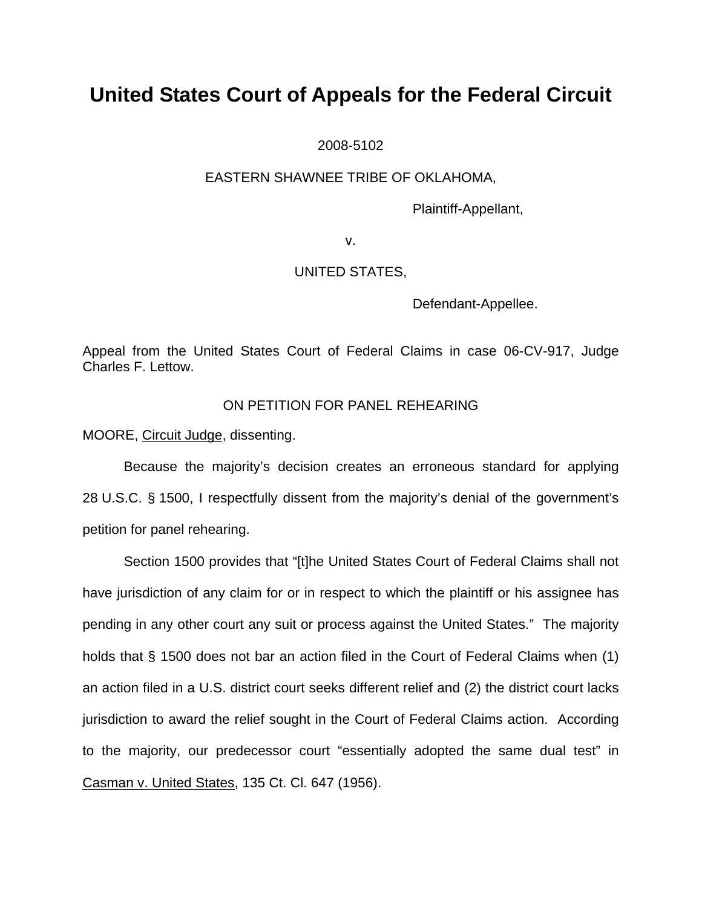# United States Court of Appeals for the Federal Circuit

2008-5102

EASTERN SHAWNEE TRIBE OF OKLAHOMA,

Plaintiff-Appellant,

v.

UNITED STATES,

Defendant-Appellee.

Appeal from the United States Court of Federal Claims in case 06-CV-917, Judge Charles F. Lettow.

ON PETITION FOR PANEL REHEARING

MOORE, Circuit Judge, dissenting.

Because the majority's decision creates an erroneous standard for applying 28 U.S.C. § 1500, I respectfully dissent from the majority's denial of the government's petition for panel rehearing.

Section 1500 provides that "[t]he United States Court of Federal Claims shall not have jurisdiction of any claim for or in respect to which the plaintiff or his assignee has pending in any other court any suit or process against the United States." The majority holds that § 1500 does not bar an action filed in the Court of Federal Claims when (1) an action filed in a U.S. district court seeks different relief and (2) the district court lacks jurisdiction to award the relief sought in the Court of Federal Claims action. According to the majority, our predecessor court "essentially adopted the same dual test" in Casman v. United States, 135 Ct. Cl. 647 (1956).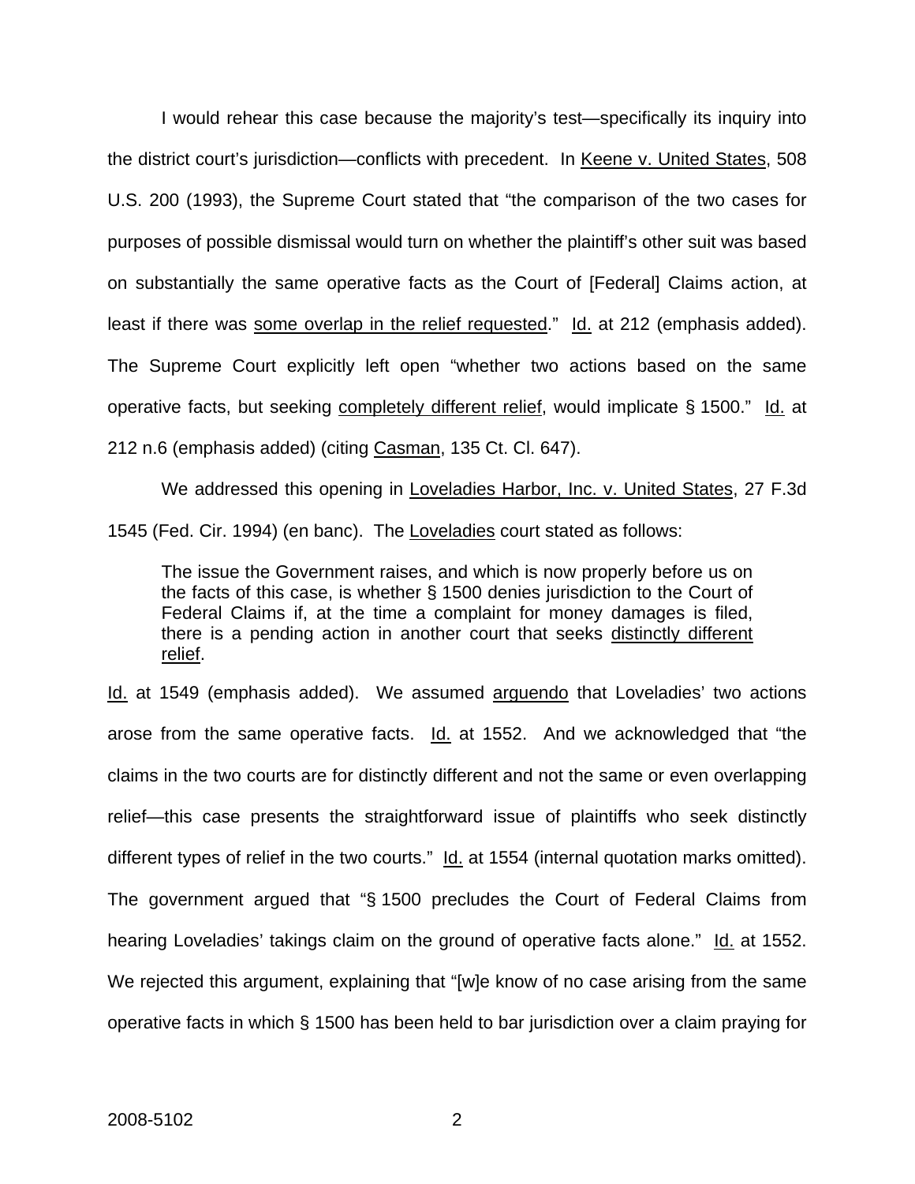I would rehear this case because the majority's test—specifically its inquiry into the district court's jurisdiction—conflicts with precedent. In Keene v. United States, 508 U.S. 200 (1993), the Supreme Court stated that "the comparison of the two cases for purposes of possible dismissal would turn on whether the plaintiff's other suit was based on substantially the same operative facts as the Court of [Federal] Claims action, at least if there was some overlap in the relief requested." Id. at 212 (emphasis added). The Supreme Court explicitly left open "whether two actions based on the same operative facts, but seeking completely different relief, would implicate § 1500." Id. at 212 n.6 (emphasis added) (citing Casman, 135 Ct. Cl. 647).

We addressed this opening in Loveladies Harbor, Inc. v. United States, 27 F.3d 1545 (Fed. Cir. 1994) (en banc). The Loveladies court stated as follows:

> The issue the Government raises, and which is now properly before us on the facts of this case, is whether § 1500 denies jurisdiction to the Court of Federal Claims if, at the time a complaint for money damages is filed, there is a pending action in another court that seeks distinctly different relief.

Id. at 1549 (emphasis added). We assumed arguendo that Loveladies' two actions arose from the same operative facts. Id. at 1552. And we acknowledged that "the claims in the two courts are for distinctly different and not the same or even overlapping relief—this case presents the straightforward issue of plaintiffs who seek distinctly different types of relief in the two courts." Id. at 1554 (internal quotation marks omitted). The government argued that "§ 1500 precludes the Court of Federal Claims from hearing Loveladies' takings claim on the ground of operative facts alone." Id. at 1552. We rejected this argument, explaining that "[w]e know of no case arising from the same operative facts in which § 1500 has been held to bar jurisdiction over a claim praying for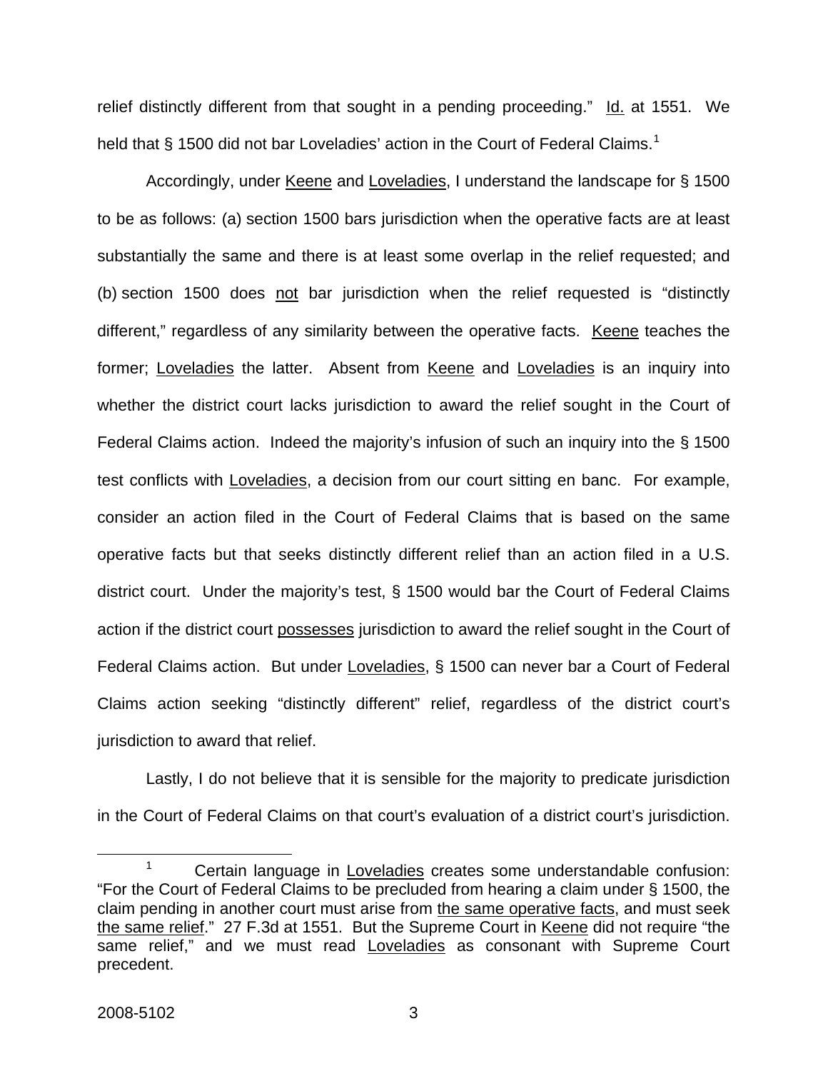relief distinctly different from that sought in a pending proceeding." Id. at 1551. We held that § 1500 did not bar Loveladies' action in the Court of Federal Claims.[1]

Accordingly, under Keene and Loveladies, I understand the landscape for § 1500 to be as follows: (a) section 1500 bars jurisdiction when the operative facts are at least substantially the same and there is at least some overlap in the relief requested; and (b) section 1500 does not bar jurisdiction when the relief requested is "distinctly different," regardless of any similarity between the operative facts. Keene teaches the former; Loveladies the latter. Absent from Keene and Loveladies is an inquiry into whether the district court lacks jurisdiction to award the relief sought in the Court of Federal Claims action. Indeed the majority's infusion of such an inquiry into the § 1500 test conflicts with Loveladies, a decision from our court sitting en banc. For example, consider an action filed in the Court of Federal Claims that is based on the same operative facts but that seeks distinctly different relief than an action filed in a U.S. district court. Under the majority's test, § 1500 would bar the Court of Federal Claims action if the district court possesses jurisdiction to award the relief sought in the Court of Federal Claims action. But under Loveladies, § 1500 can never bar a Court of Federal Claims action seeking "distinctly different" relief, regardless of the district court's jurisdiction to award that relief.

Lastly, I do not believe that it is sensible for the majority to predicate jurisdiction in the Court of Federal Claims on that court's evaluation of a district court's jurisdiction.

[1] Certain language in Loveladies creates some understandable confusion: "For the Court of Federal Claims to be precluded from hearing a claim under § 1500, the claim pending in another court must arise from the same operative facts, and must seek the same relief." 27 F.3d at 1551. But the Supreme Court in Keene did not require "the same relief," and we must read Loveladies as consonant with Supreme Court precedent.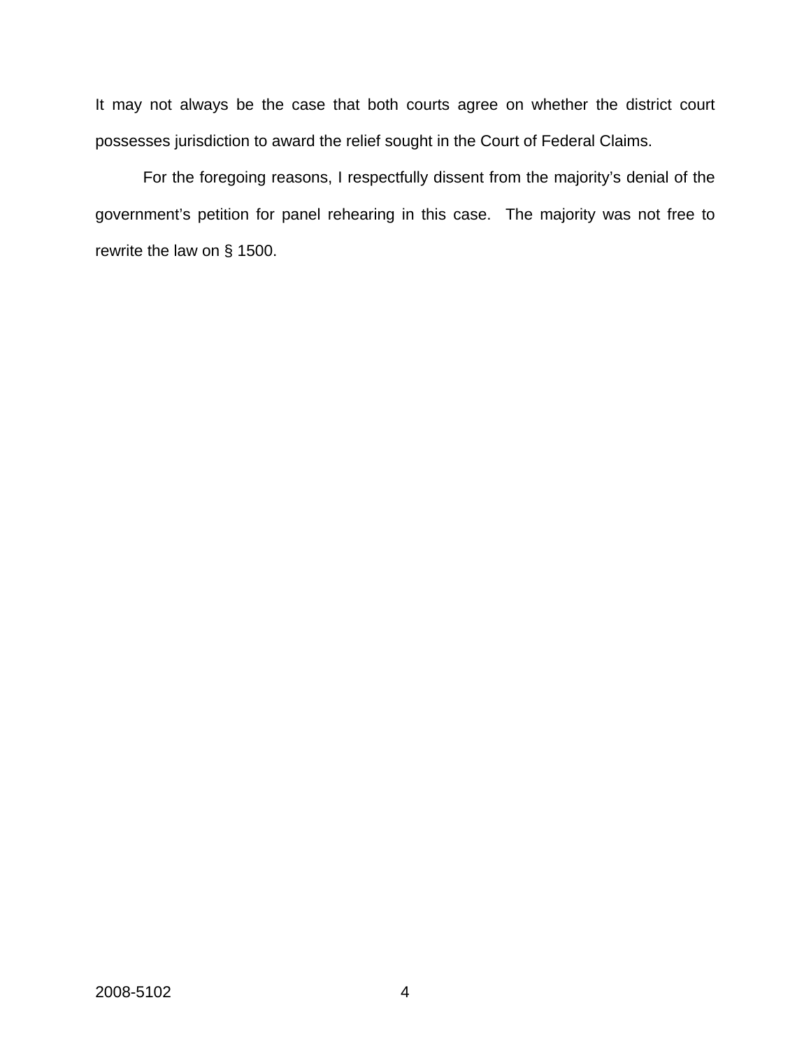It may not always be the case that both courts agree on whether the district court possesses jurisdiction to award the relief sought in the Court of Federal Claims.

For the foregoing reasons, I respectfully dissent from the majority's denial of the government's petition for panel rehearing in this case. The majority was not free to rewrite the law on § 1500.